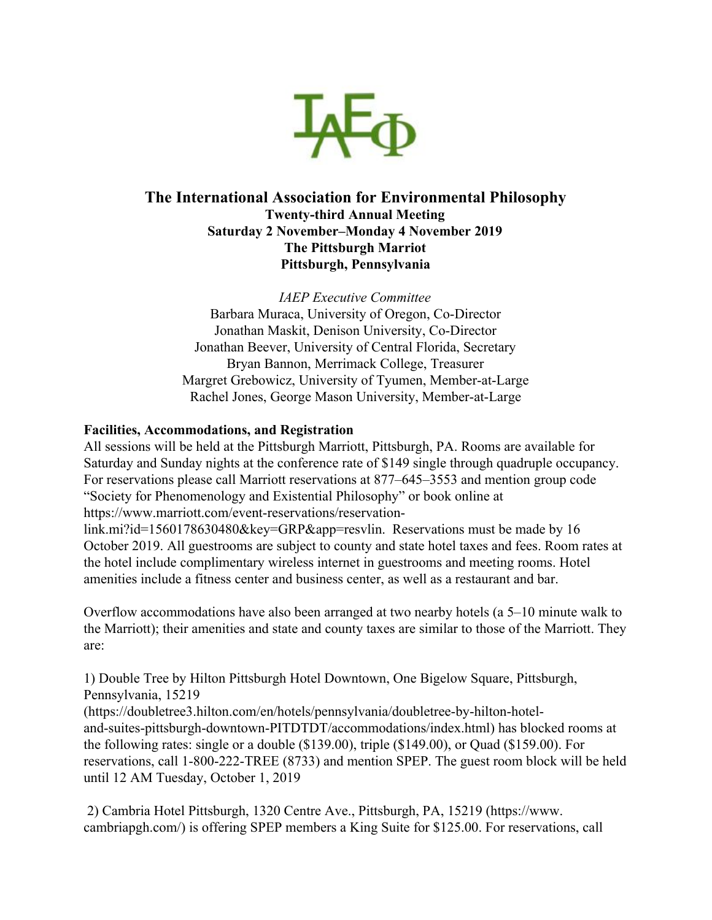# The International Association for Environmental Philosophy

**Twenty-third Annual Meeting**
**Saturday 2 November–Monday 4 November 2019**
**The Pittsburgh Marriot**
**Pittsburgh, Pennsylvania**

*IAEP Executive Committee*
Barbara Muraca, University of Oregon, Co-Director
Jonathan Maskit, Denison University, Co-Director
Jonathan Beever, University of Central Florida, Secretary
Bryan Bannon, Merrimack College, Treasurer
Margret Grebowicz, University of Tyumen, Member-at-Large
Rachel Jones, George Mason University, Member-at-Large

**Facilities, Accommodations, and Registration**

All sessions will be held at the Pittsburgh Marriott, Pittsburgh, PA. Rooms are available for Saturday and Sunday nights at the conference rate of $149 single through quadruple occupancy. For reservations please call Marriott reservations at 877–645–3553 and mention group code "Society for Phenomenology and Existential Philosophy" or book online at https://www.marriott.com/event-reservations/reservation-link.mi?id=1560178630480&key=GRP&app=resvlin. Reservations must be made by 16 October 2019. All guestrooms are subject to county and state hotel taxes and fees. Room rates at the hotel include complimentary wireless internet in guestrooms and meeting rooms. Hotel amenities include a fitness center and business center, as well as a restaurant and bar.

Overflow accommodations have also been arranged at two nearby hotels (a 5–10 minute walk to the Marriott); their amenities and state and county taxes are similar to those of the Marriott. They are:

1) Double Tree by Hilton Pittsburgh Hotel Downtown, One Bigelow Square, Pittsburgh, Pennsylvania, 15219 (https://doubletree3.hilton.com/en/hotels/pennsylvania/doubletree-by-hilton-hotel-and-suites-pittsburgh-downtown-PITDTDT/accommodations/index.html) has blocked rooms at the following rates: single or a double ($139.00), triple ($149.00), or Quad ($159.00). For reservations, call 1-800-222-TREE (8733) and mention SPEP. The guest room block will be held until 12 AM Tuesday, October 1, 2019

2) Cambria Hotel Pittsburgh, 1320 Centre Ave., Pittsburgh, PA, 15219 (https://www.cambriapgh.com/) is offering SPEP members a King Suite for $125.00. For reservations, call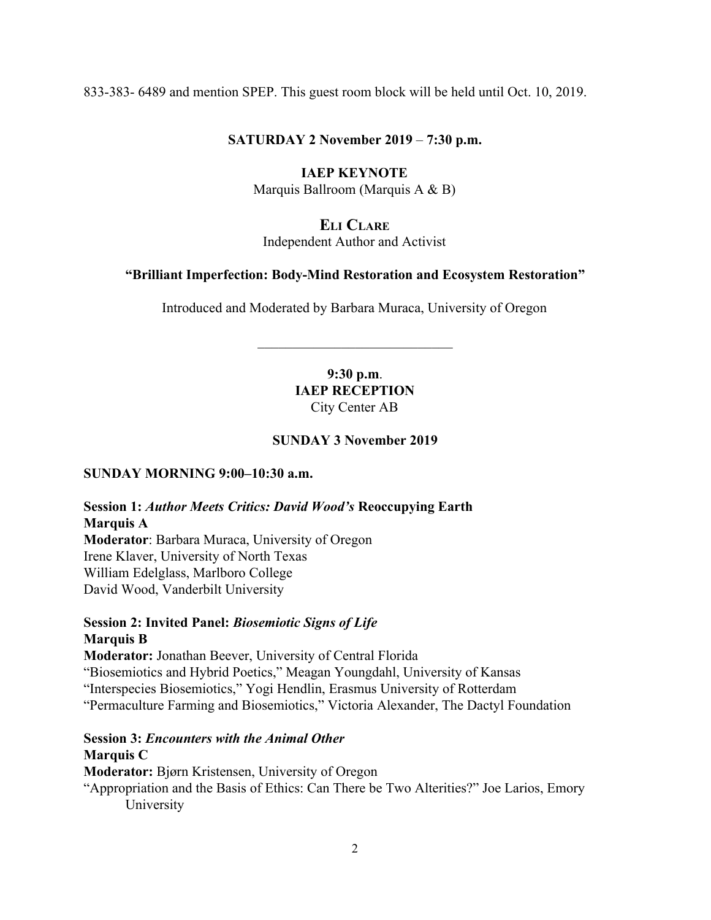833-383- 6489 and mention SPEP. This guest room block will be held until Oct. 10, 2019.

**SATURDAY 2 November 2019 – 7:30 p.m.**

**IAEP KEYNOTE**
Marquis Ballroom (Marquis A & B)

**ELI CLARE**
Independent Author and Activist

**"Brilliant Imperfection: Body-Mind Restoration and Ecosystem Restoration"**

Introduced and Moderated by Barbara Muraca, University of Oregon

---

**9:30 p.m**.
**IAEP RECEPTION**
City Center AB

**SUNDAY 3 November 2019**

**SUNDAY MORNING 9:00–10:30 a.m.**

**Session 1:** ***Author Meets Critics: David Wood's*** **Reoccupying Earth**
**Marquis A**
**Moderator**: Barbara Muraca, University of Oregon
Irene Klaver, University of North Texas
William Edelglass, Marlboro College
David Wood, Vanderbilt University

**Session 2: Invited Panel:** ***Biosemiotic Signs of Life***
**Marquis B**
**Moderator:** Jonathan Beever, University of Central Florida
"Biosemiotics and Hybrid Poetics," Meagan Youngdahl, University of Kansas
"Interspecies Biosemiotics," Yogi Hendlin, Erasmus University of Rotterdam
"Permaculture Farming and Biosemiotics," Victoria Alexander, The Dactyl Foundation

**Session 3:** ***Encounters with the Animal Other***
**Marquis C**
**Moderator:** Bjørn Kristensen, University of Oregon
"Appropriation and the Basis of Ethics: Can There be Two Alterities?" Joe Larios, Emory University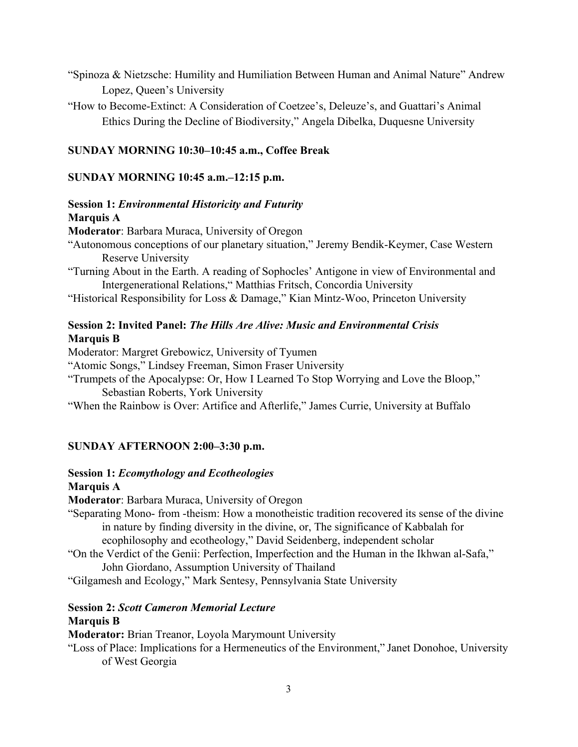"Spinoza & Nietzsche: Humility and Humiliation Between Human and Animal Nature" Andrew Lopez, Queen's University

"How to Become-Extinct: A Consideration of Coetzee's, Deleuze's, and Guattari's Animal Ethics During the Decline of Biodiversity," Angela Dibelka, Duquesne University

**SUNDAY MORNING 10:30–10:45 a.m., Coffee Break**

**SUNDAY MORNING 10:45 a.m.–12:15 p.m.**

**Session 1:** ***Environmental Historicity and Futurity***
**Marquis A**

**Moderator**: Barbara Muraca, University of Oregon

"Autonomous conceptions of our planetary situation," Jeremy Bendik-Keymer, Case Western Reserve University

"Turning About in the Earth. A reading of Sophocles' Antigone in view of Environmental and Intergenerational Relations," Matthias Fritsch, Concordia University

"Historical Responsibility for Loss & Damage," Kian Mintz-Woo, Princeton University

**Session 2: Invited Panel:** ***The Hills Are Alive: Music and Environmental Crisis***
**Marquis B**

Moderator: Margret Grebowicz, University of Tyumen

"Atomic Songs," Lindsey Freeman, Simon Fraser University

"Trumpets of the Apocalypse: Or, How I Learned To Stop Worrying and Love the Bloop," Sebastian Roberts, York University

"When the Rainbow is Over: Artifice and Afterlife," James Currie, University at Buffalo

**SUNDAY AFTERNOON 2:00–3:30 p.m.**

**Session 1:** ***Ecomythology and Ecotheologies***
**Marquis A**

**Moderator**: Barbara Muraca, University of Oregon

"Separating Mono- from -theism: How a monotheistic tradition recovered its sense of the divine in nature by finding diversity in the divine, or, The significance of Kabbalah for ecophilosophy and ecotheology," David Seidenberg, independent scholar

"On the Verdict of the Genii: Perfection, Imperfection and the Human in the Ikhwan al-Safa," John Giordano, Assumption University of Thailand

"Gilgamesh and Ecology," Mark Sentesy, Pennsylvania State University

**Session 2:** ***Scott Cameron Memorial Lecture***
**Marquis B**

**Moderator:** Brian Treanor, Loyola Marymount University

"Loss of Place: Implications for a Hermeneutics of the Environment," Janet Donohoe, University of West Georgia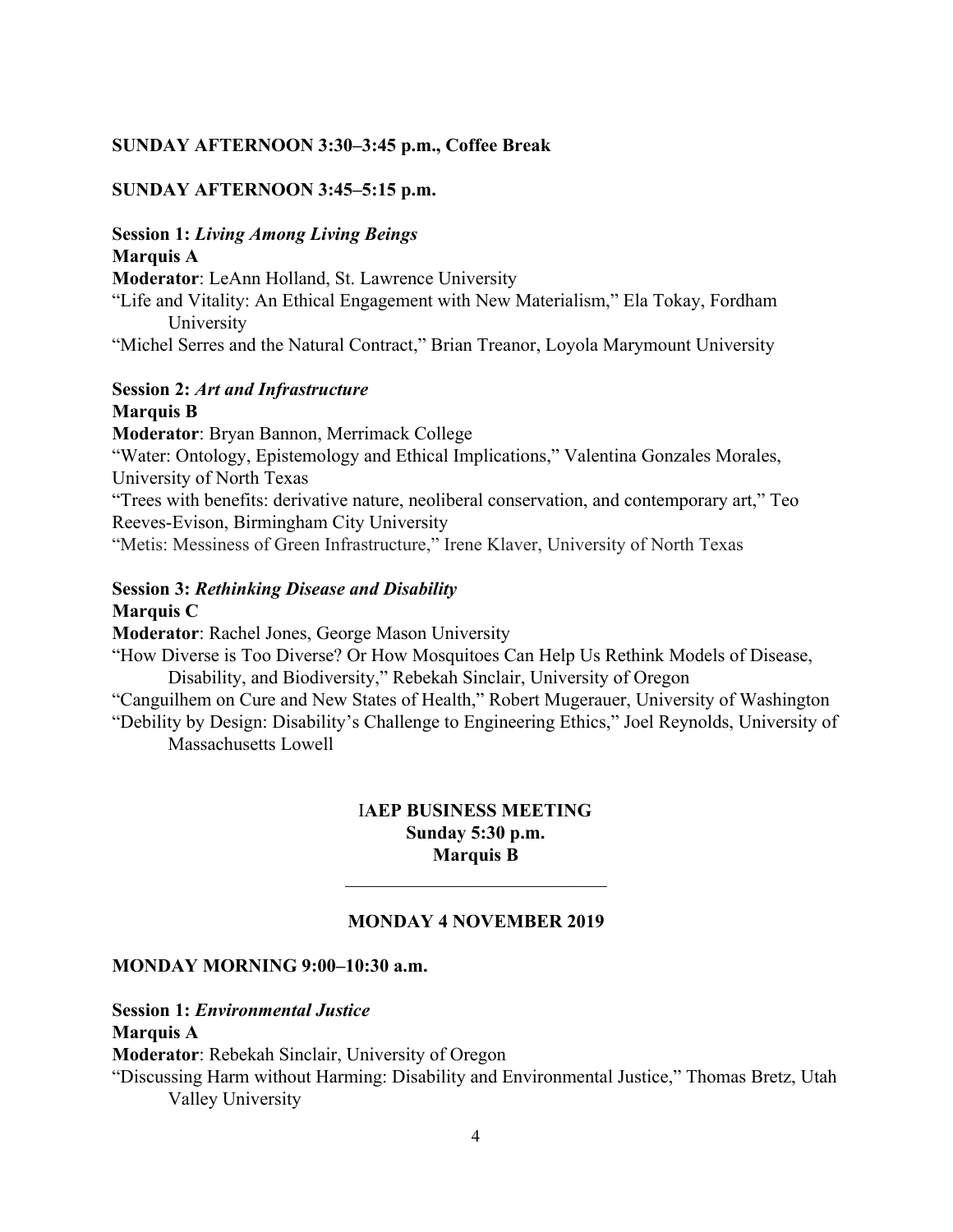**SUNDAY AFTERNOON 3:30–3:45 p.m., Coffee Break**

**SUNDAY AFTERNOON 3:45–5:15 p.m.**

**Session 1:** ***Living Among Living Beings***
**Marquis A**
**Moderator**: LeAnn Holland, St. Lawrence University
"Life and Vitality: An Ethical Engagement with New Materialism," Ela Tokay, Fordham University
"Michel Serres and the Natural Contract," Brian Treanor, Loyola Marymount University

**Session 2:** ***Art and Infrastructure***
**Marquis B**
**Moderator**: Bryan Bannon, Merrimack College
"Water: Ontology, Epistemology and Ethical Implications," Valentina Gonzales Morales, University of North Texas
"Trees with benefits: derivative nature, neoliberal conservation, and contemporary art," Teo Reeves-Evison, Birmingham City University
"Metis: Messiness of Green Infrastructure," Irene Klaver, University of North Texas

**Session 3:** ***Rethinking Disease and Disability***
**Marquis C**
**Moderator**: Rachel Jones, George Mason University
"How Diverse is Too Diverse? Or How Mosquitoes Can Help Us Rethink Models of Disease, Disability, and Biodiversity," Rebekah Sinclair, University of Oregon
"Canguilhem on Cure and New States of Health," Robert Mugerauer, University of Washington
"Debility by Design: Disability's Challenge to Engineering Ethics," Joel Reynolds, University of Massachusetts Lowell

**IAEP BUSINESS MEETING**
**Sunday 5:30 p.m.**
**Marquis B**

---

**MONDAY 4 NOVEMBER 2019**

**MONDAY MORNING 9:00–10:30 a.m.**

**Session 1:** ***Environmental Justice***
**Marquis A**
**Moderator**: Rebekah Sinclair, University of Oregon
"Discussing Harm without Harming: Disability and Environmental Justice," Thomas Bretz, Utah Valley University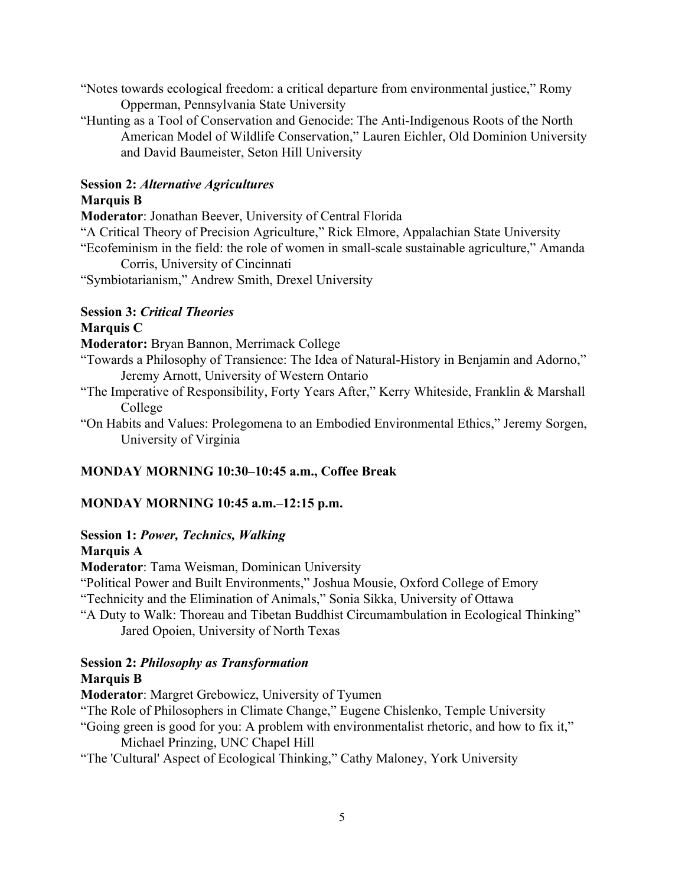"Notes towards ecological freedom: a critical departure from environmental justice," Romy Opperman, Pennsylvania State University

"Hunting as a Tool of Conservation and Genocide: The Anti-Indigenous Roots of the North American Model of Wildlife Conservation," Lauren Eichler, Old Dominion University and David Baumeister, Seton Hill University

**Session 2:** ***Alternative Agricultures***
**Marquis B**

**Moderator**: Jonathan Beever, University of Central Florida

"A Critical Theory of Precision Agriculture," Rick Elmore, Appalachian State University

"Ecofeminism in the field: the role of women in small-scale sustainable agriculture," Amanda Corris, University of Cincinnati

"Symbiotarianism," Andrew Smith, Drexel University

**Session 3:** ***Critical Theories***
**Marquis C**

**Moderator:** Bryan Bannon, Merrimack College

"Towards a Philosophy of Transience: The Idea of Natural-History in Benjamin and Adorno," Jeremy Arnott, University of Western Ontario

"The Imperative of Responsibility, Forty Years After," Kerry Whiteside, Franklin & Marshall College

"On Habits and Values: Prolegomena to an Embodied Environmental Ethics," Jeremy Sorgen, University of Virginia

**MONDAY MORNING 10:30–10:45 a.m., Coffee Break**

**MONDAY MORNING 10:45 a.m.–12:15 p.m.**

**Session 1:** ***Power, Technics, Walking***
**Marquis A**

**Moderator**: Tama Weisman, Dominican University

"Political Power and Built Environments," Joshua Mousie, Oxford College of Emory

"Technicity and the Elimination of Animals," Sonia Sikka, University of Ottawa

"A Duty to Walk: Thoreau and Tibetan Buddhist Circumambulation in Ecological Thinking" Jared Opoien, University of North Texas

**Session 2:** ***Philosophy as Transformation***
**Marquis B**

**Moderator**: Margret Grebowicz, University of Tyumen

"The Role of Philosophers in Climate Change," Eugene Chislenko, Temple University

"Going green is good for you: A problem with environmentalist rhetoric, and how to fix it," Michael Prinzing, UNC Chapel Hill

"The 'Cultural' Aspect of Ecological Thinking," Cathy Maloney, York University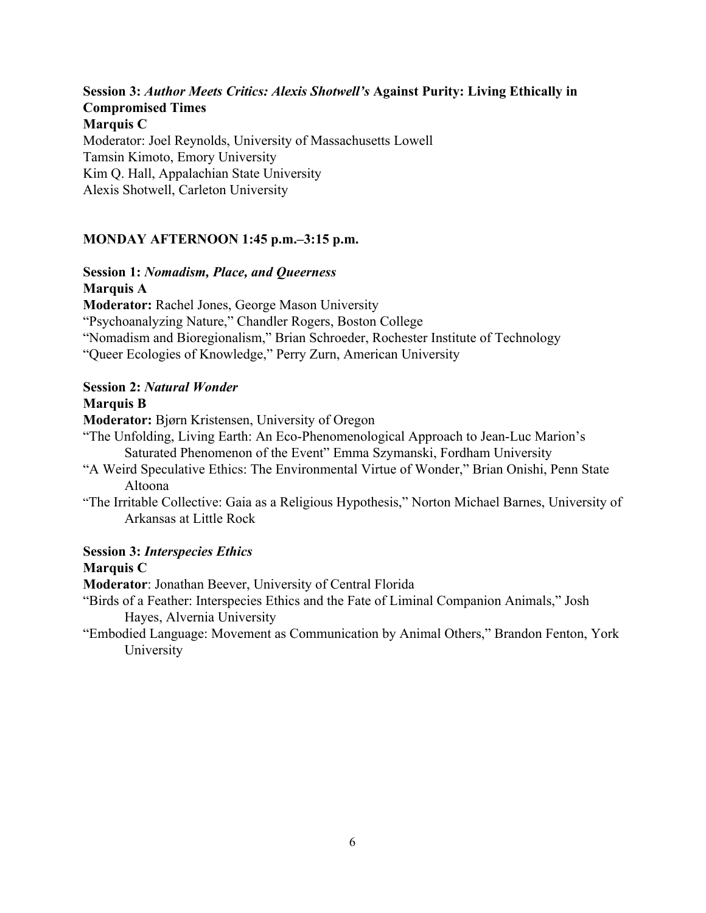**Session 3:** ***Author Meets Critics: Alexis Shotwell's*** **Against Purity: Living Ethically in Compromised Times**
**Marquis C**
Moderator: Joel Reynolds, University of Massachusetts Lowell
Tamsin Kimoto, Emory University
Kim Q. Hall, Appalachian State University
Alexis Shotwell, Carleton University

## MONDAY AFTERNOON 1:45 p.m.–3:15 p.m.

**Session 1:** ***Nomadism, Place, and Queerness***
**Marquis A**
**Moderator:** Rachel Jones, George Mason University
"Psychoanalyzing Nature," Chandler Rogers, Boston College
"Nomadism and Bioregionalism," Brian Schroeder, Rochester Institute of Technology
"Queer Ecologies of Knowledge," Perry Zurn, American University

**Session 2:** ***Natural Wonder***
**Marquis B**
**Moderator:** Bjørn Kristensen, University of Oregon
"The Unfolding, Living Earth: An Eco-Phenomenological Approach to Jean-Luc Marion's Saturated Phenomenon of the Event" Emma Szymanski, Fordham University
"A Weird Speculative Ethics: The Environmental Virtue of Wonder," Brian Onishi, Penn State Altoona
"The Irritable Collective: Gaia as a Religious Hypothesis," Norton Michael Barnes, University of Arkansas at Little Rock

**Session 3:** ***Interspecies Ethics***
**Marquis C**
**Moderator**: Jonathan Beever, University of Central Florida
"Birds of a Feather: Interspecies Ethics and the Fate of Liminal Companion Animals," Josh Hayes, Alvernia University
"Embodied Language: Movement as Communication by Animal Others," Brandon Fenton, York University